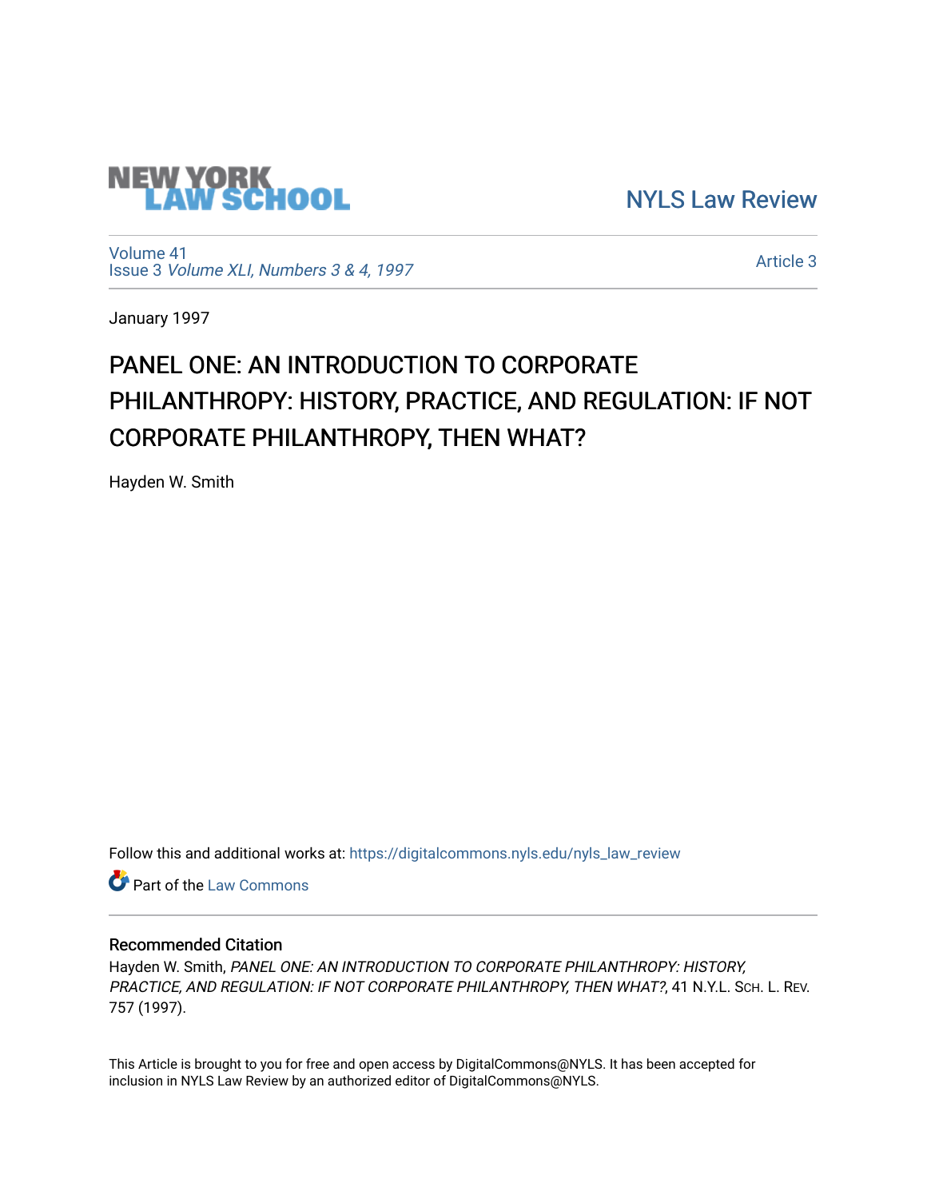NEW YORK LAW SCHOOL

NYLS Law Review

Volume 41
Issue 3 *Volume XLI, Numbers 3 & 4, 1997*

Article 3

January 1997

# PANEL ONE: AN INTRODUCTION TO CORPORATE PHILANTHROPY: HISTORY, PRACTICE, AND REGULATION: IF NOT CORPORATE PHILANTHROPY, THEN WHAT?

Hayden W. Smith

Follow this and additional works at: https://digitalcommons.nyls.edu/nyls_law_review

Part of the Law Commons

## Recommended Citation

Hayden W. Smith, *PANEL ONE: AN INTRODUCTION TO CORPORATE PHILANTHROPY: HISTORY, PRACTICE, AND REGULATION: IF NOT CORPORATE PHILANTHROPY, THEN WHAT?*, 41 N.Y.L. SCH. L. REV. 757 (1997).

This Article is brought to you for free and open access by DigitalCommons@NYLS. It has been accepted for inclusion in NYLS Law Review by an authorized editor of DigitalCommons@NYLS.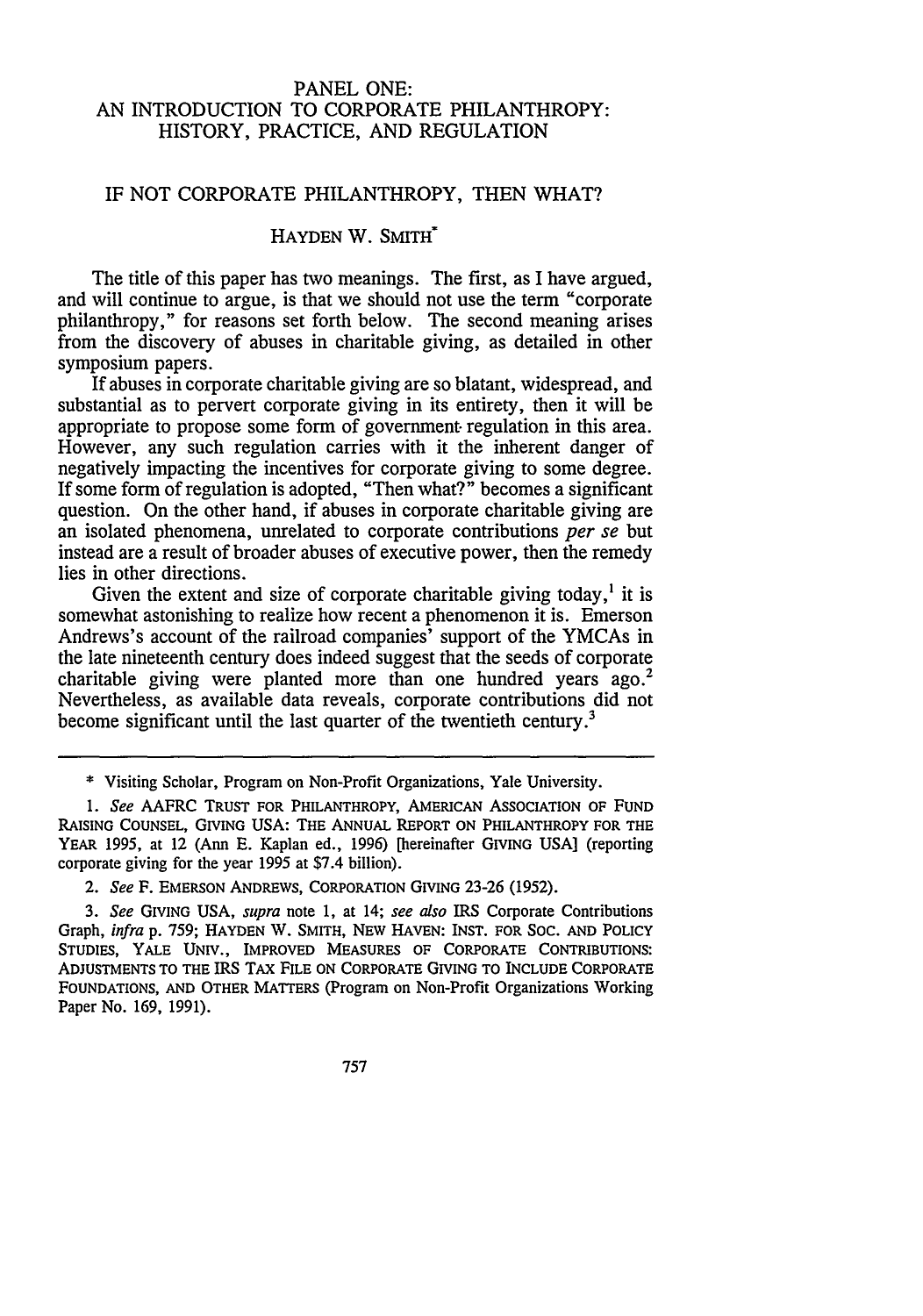# PANEL ONE: AN INTRODUCTION TO CORPORATE PHILANTHROPY: HISTORY, PRACTICE, AND REGULATION

## IF NOT CORPORATE PHILANTHROPY, THEN WHAT?

HAYDEN W. SMITH*

The title of this paper has two meanings. The first, as I have argued, and will continue to argue, is that we should not use the term "corporate philanthropy," for reasons set forth below. The second meaning arises from the discovery of abuses in charitable giving, as detailed in other symposium papers.

If abuses in corporate charitable giving are so blatant, widespread, and substantial as to pervert corporate giving in its entirety, then it will be appropriate to propose some form of government regulation in this area. However, any such regulation carries with it the inherent danger of negatively impacting the incentives for corporate giving to some degree. If some form of regulation is adopted, "Then what?" becomes a significant question. On the other hand, if abuses in corporate charitable giving are an isolated phenomena, unrelated to corporate contributions *per se* but instead are a result of broader abuses of executive power, then the remedy lies in other directions.

Given the extent and size of corporate charitable giving today,[1] it is somewhat astonishing to realize how recent a phenomenon it is. Emerson Andrews's account of the railroad companies' support of the YMCAs in the late nineteenth century does indeed suggest that the seeds of corporate charitable giving were planted more than one hundred years ago.[2] Nevertheless, as available data reveals, corporate contributions did not become significant until the last quarter of the twentieth century.[3]

---

\* Visiting Scholar, Program on Non-Profit Organizations, Yale University.

1. *See* AAFRC TRUST FOR PHILANTHROPY, AMERICAN ASSOCIATION OF FUND RAISING COUNSEL, GIVING USA: THE ANNUAL REPORT ON PHILANTHROPY FOR THE YEAR 1995, at 12 (Ann E. Kaplan ed., 1996) [hereinafter GIVING USA] (reporting corporate giving for the year 1995 at $7.4 billion).

2. *See* F. EMERSON ANDREWS, CORPORATION GIVING 23-26 (1952).

3. *See* GIVING USA, *supra* note 1, at 14; *see also* IRS Corporate Contributions Graph, *infra* p. 759; HAYDEN W. SMITH, NEW HAVEN: INST. FOR SOC. AND POLICY STUDIES, YALE UNIV., IMPROVED MEASURES OF CORPORATE CONTRIBUTIONS: ADJUSTMENTS TO THE IRS TAX FILE ON CORPORATE GIVING TO INCLUDE CORPORATE FOUNDATIONS, AND OTHER MATTERS (Program on Non-Profit Organizations Working Paper No. 169, 1991).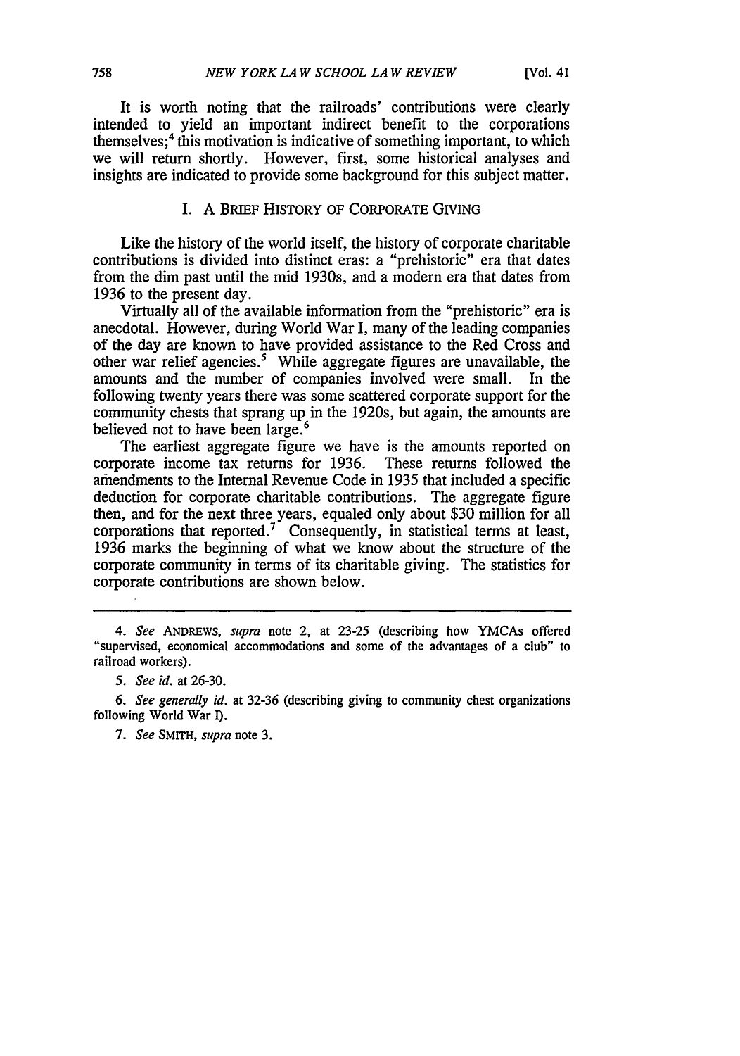It is worth noting that the railroads' contributions were clearly intended to yield an important indirect benefit to the corporations themselves;[4] this motivation is indicative of something important, to which we will return shortly. However, first, some historical analyses and insights are indicated to provide some background for this subject matter.

## I. A BRIEF HISTORY OF CORPORATE GIVING

Like the history of the world itself, the history of corporate charitable contributions is divided into distinct eras: a "prehistoric" era that dates from the dim past until the mid 1930s, and a modern era that dates from 1936 to the present day.

Virtually all of the available information from the "prehistoric" era is anecdotal. However, during World War I, many of the leading companies of the day are known to have provided assistance to the Red Cross and other war relief agencies.[5] While aggregate figures are unavailable, the amounts and the number of companies involved were small. In the following twenty years there was some scattered corporate support for the community chests that sprang up in the 1920s, but again, the amounts are believed not to have been large.[6]

The earliest aggregate figure we have is the amounts reported on corporate income tax returns for 1936. These returns followed the amendments to the Internal Revenue Code in 1935 that included a specific deduction for corporate charitable contributions. The aggregate figure then, and for the next three years, equaled only about $30 million for all corporations that reported.[7] Consequently, in statistical terms at least, 1936 marks the beginning of what we know about the structure of the corporate community in terms of its charitable giving. The statistics for corporate contributions are shown below.

---

4. *See* ANDREWS, *supra* note 2, at 23-25 (describing how YMCAs offered "supervised, economical accommodations and some of the advantages of a club" to railroad workers).

5. *See id.* at 26-30.

6. *See generally id.* at 32-36 (describing giving to community chest organizations following World War I).

7. *See* SMITH, *supra* note 3.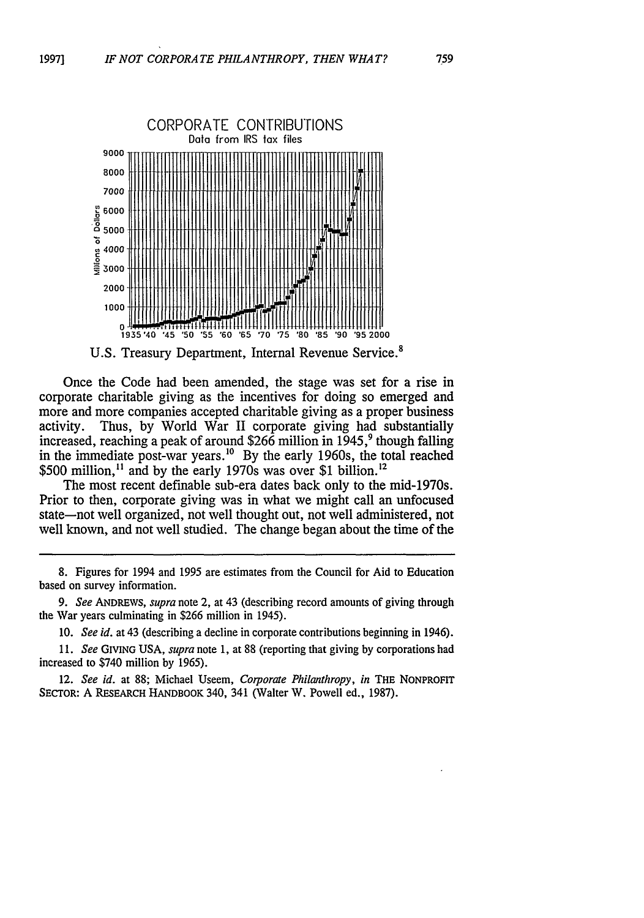CORPORATE CONTRIBUTIONS
Data from IRS tax files

U.S. Treasury Department, Internal Revenue Service.[8]

Once the Code had been amended, the stage was set for a rise in corporate charitable giving as the incentives for doing so emerged and more and more companies accepted charitable giving as a proper business activity. Thus, by World War II corporate giving had substantially increased, reaching a peak of around $266 million in 1945,[9] though falling in the immediate post-war years.[10] By the early 1960s, the total reached $500 million,[11] and by the early 1970s was over $1 billion.[12]

The most recent definable sub-era dates back only to the mid-1970s. Prior to then, corporate giving was in what we might call an unfocused state—not well organized, not well thought out, not well administered, not well known, and not well studied. The change began about the time of the

---

8. Figures for 1994 and 1995 are estimates from the Council for Aid to Education based on survey information.

9. *See* ANDREWS, *supra* note 2, at 43 (describing record amounts of giving through the War years culminating in $266 million in 1945).

10. *See id.* at 43 (describing a decline in corporate contributions beginning in 1946).

11. *See* GIVING USA, *supra* note 1, at 88 (reporting that giving by corporations had increased to $740 million by 1965).

12. *See id.* at 88; Michael Useem, *Corporate Philanthropy*, *in* THE NONPROFIT SECTOR: A RESEARCH HANDBOOK 340, 341 (Walter W. Powell ed., 1987).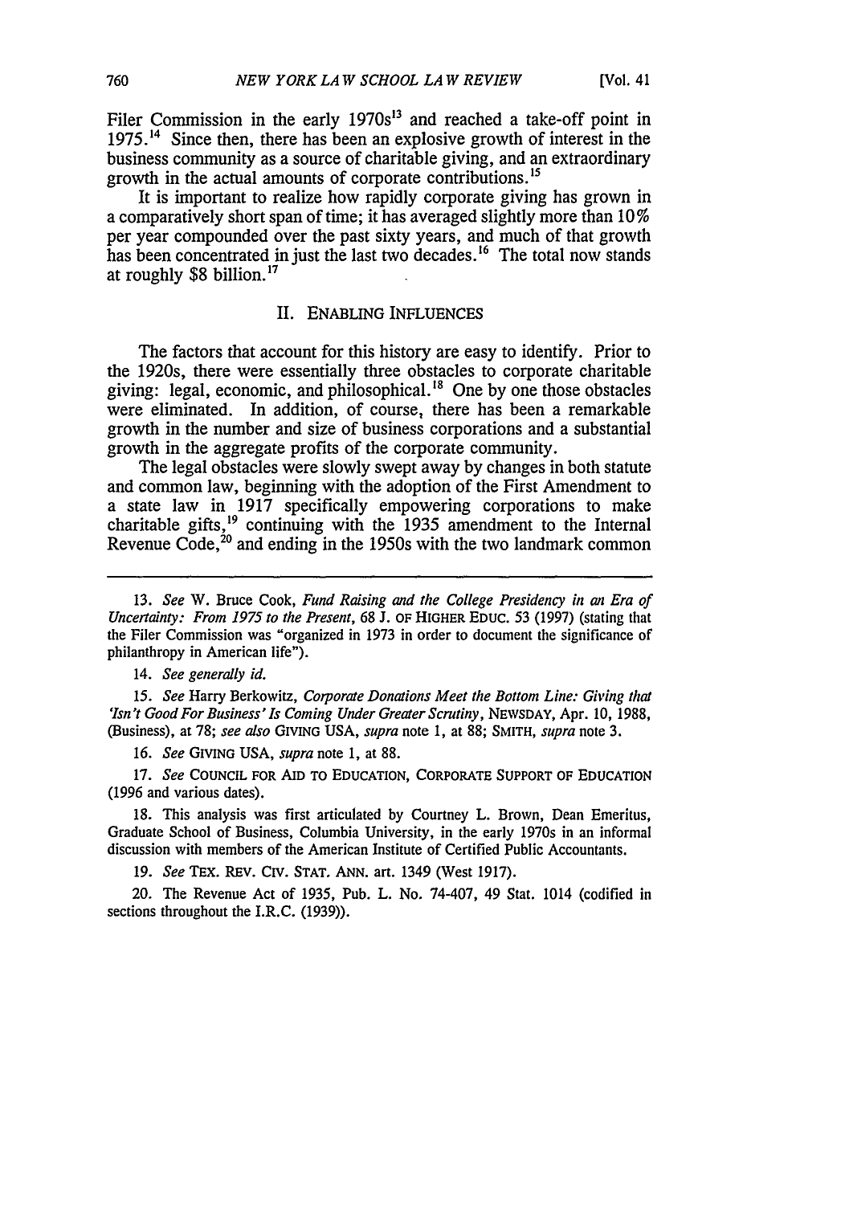Filer Commission in the early 1970s[13] and reached a take-off point in 1975.[14] Since then, there has been an explosive growth of interest in the business community as a source of charitable giving, and an extraordinary growth in the actual amounts of corporate contributions.[15]

It is important to realize how rapidly corporate giving has grown in a comparatively short span of time; it has averaged slightly more than 10% per year compounded over the past sixty years, and much of that growth has been concentrated in just the last two decades.[16] The total now stands at roughly $8 billion.[17]

## II. ENABLING INFLUENCES

The factors that account for this history are easy to identify. Prior to the 1920s, there were essentially three obstacles to corporate charitable giving: legal, economic, and philosophical.[18] One by one those obstacles were eliminated. In addition, of course, there has been a remarkable growth in the number and size of business corporations and a substantial growth in the aggregate profits of the corporate community.

The legal obstacles were slowly swept away by changes in both statute and common law, beginning with the adoption of the First Amendment to a state law in 1917 specifically empowering corporations to make charitable gifts,[19] continuing with the 1935 amendment to the Internal Revenue Code,[20] and ending in the 1950s with the two landmark common

---

13. *See* W. Bruce Cook, *Fund Raising and the College Presidency in an Era of Uncertainty: From 1975 to the Present*, 68 J. OF HIGHER EDUC. 53 (1997) (stating that the Filer Commission was "organized in 1973 in order to document the significance of philanthropy in American life").

14. *See generally id.*

15. *See* Harry Berkowitz, *Corporate Donations Meet the Bottom Line: Giving that 'Isn't Good For Business' Is Coming Under Greater Scrutiny*, NEWSDAY, Apr. 10, 1988, (Business), at 78; *see also* GIVING USA, *supra* note 1, at 88; SMITH, *supra* note 3.

16. *See* GIVING USA, *supra* note 1, at 88.

17. *See* COUNCIL FOR AID TO EDUCATION, CORPORATE SUPPORT OF EDUCATION (1996 and various dates).

18. This analysis was first articulated by Courtney L. Brown, Dean Emeritus, Graduate School of Business, Columbia University, in the early 1970s in an informal discussion with members of the American Institute of Certified Public Accountants.

19. *See* TEX. REV. CIV. STAT. ANN. art. 1349 (West 1917).

20. The Revenue Act of 1935, Pub. L. No. 74-407, 49 Stat. 1014 (codified in sections throughout the I.R.C. (1939)).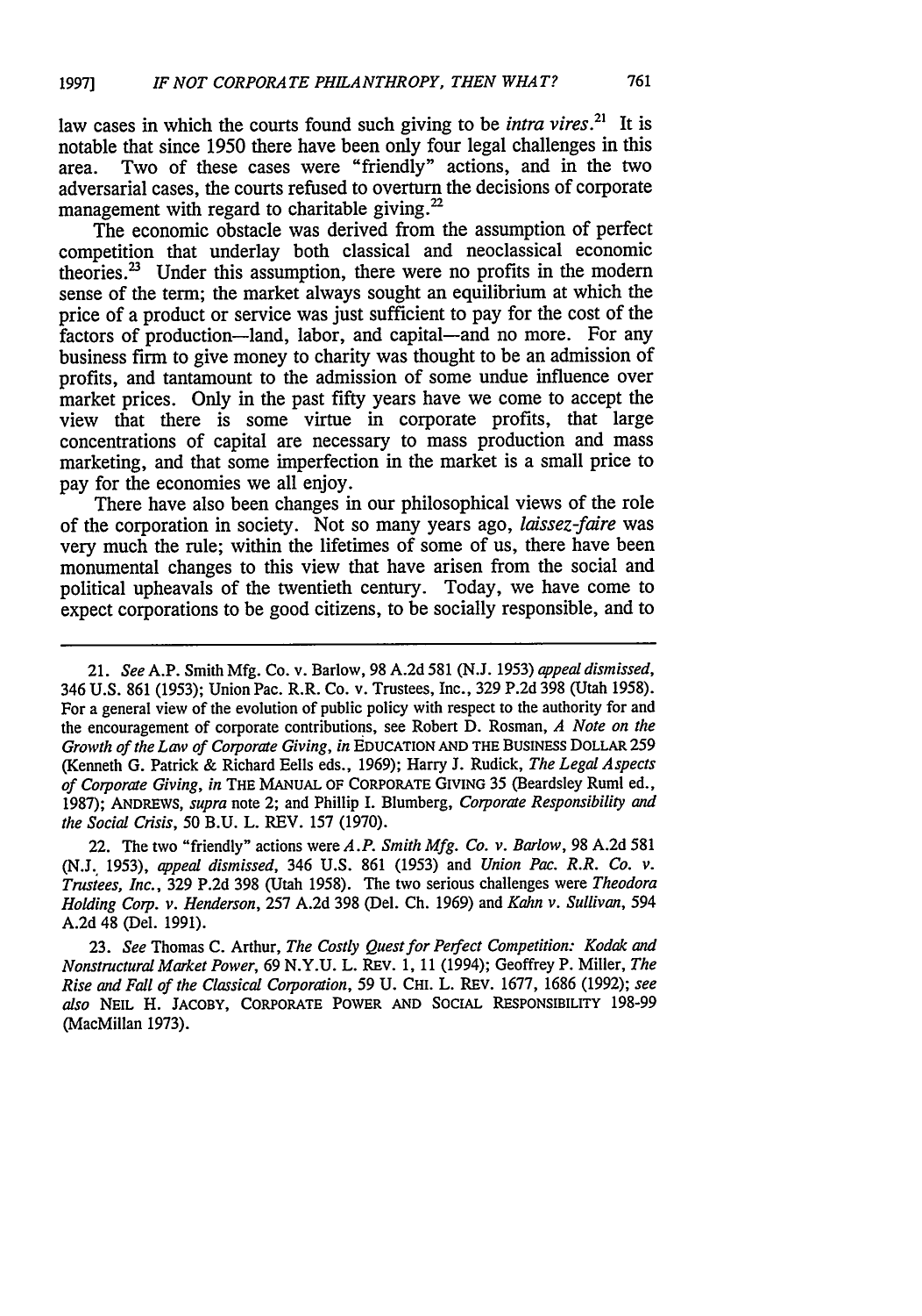law cases in which the courts found such giving to be *intra vires*.[21] It is notable that since 1950 there have been only four legal challenges in this area. Two of these cases were "friendly" actions, and in the two adversarial cases, the courts refused to overturn the decisions of corporate management with regard to charitable giving.[22]

The economic obstacle was derived from the assumption of perfect competition that underlay both classical and neoclassical economic theories.[23] Under this assumption, there were no profits in the modern sense of the term; the market always sought an equilibrium at which the price of a product or service was just sufficient to pay for the cost of the factors of production—land, labor, and capital—and no more. For any business firm to give money to charity was thought to be an admission of profits, and tantamount to the admission of some undue influence over market prices. Only in the past fifty years have we come to accept the view that there is some virtue in corporate profits, that large concentrations of capital are necessary to mass production and mass marketing, and that some imperfection in the market is a small price to pay for the economies we all enjoy.

There have also been changes in our philosophical views of the role of the corporation in society. Not so many years ago, *laissez-faire* was very much the rule; within the lifetimes of some of us, there have been monumental changes to this view that have arisen from the social and political upheavals of the twentieth century. Today, we have come to expect corporations to be good citizens, to be socially responsible, and to

---

21. *See* A.P. Smith Mfg. Co. v. Barlow, 98 A.2d 581 (N.J. 1953) *appeal dismissed*, 346 U.S. 861 (1953); Union Pac. R.R. Co. v. Trustees, Inc., 329 P.2d 398 (Utah 1958). For a general view of the evolution of public policy with respect to the authority for and the encouragement of corporate contributions, see Robert D. Rosman, *A Note on the Growth of the Law of Corporate Giving*, *in* EDUCATION AND THE BUSINESS DOLLAR 259 (Kenneth G. Patrick & Richard Eells eds., 1969); Harry J. Rudick, *The Legal Aspects of Corporate Giving*, *in* THE MANUAL OF CORPORATE GIVING 35 (Beardsley Ruml ed., 1987); ANDREWS, *supra* note 2; and Phillip I. Blumberg, *Corporate Responsibility and the Social Crisis*, 50 B.U. L. REV. 157 (1970).

22. The two "friendly" actions were *A.P. Smith Mfg. Co. v. Barlow*, 98 A.2d 581 (N.J. 1953), *appeal dismissed*, 346 U.S. 861 (1953) and *Union Pac. R.R. Co. v. Trustees, Inc.*, 329 P.2d 398 (Utah 1958). The two serious challenges were *Theodora Holding Corp. v. Henderson*, 257 A.2d 398 (Del. Ch. 1969) and *Kahn v. Sullivan*, 594 A.2d 48 (Del. 1991).

23. *See* Thomas C. Arthur, *The Costly Quest for Perfect Competition: Kodak and Nonstructural Market Power*, 69 N.Y.U. L. REV. 1, 11 (1994); Geoffrey P. Miller, *The Rise and Fall of the Classical Corporation*, 59 U. CHI. L. REV. 1677, 1686 (1992); *see also* NEIL H. JACOBY, CORPORATE POWER AND SOCIAL RESPONSIBILITY 198-99 (MacMillan 1973).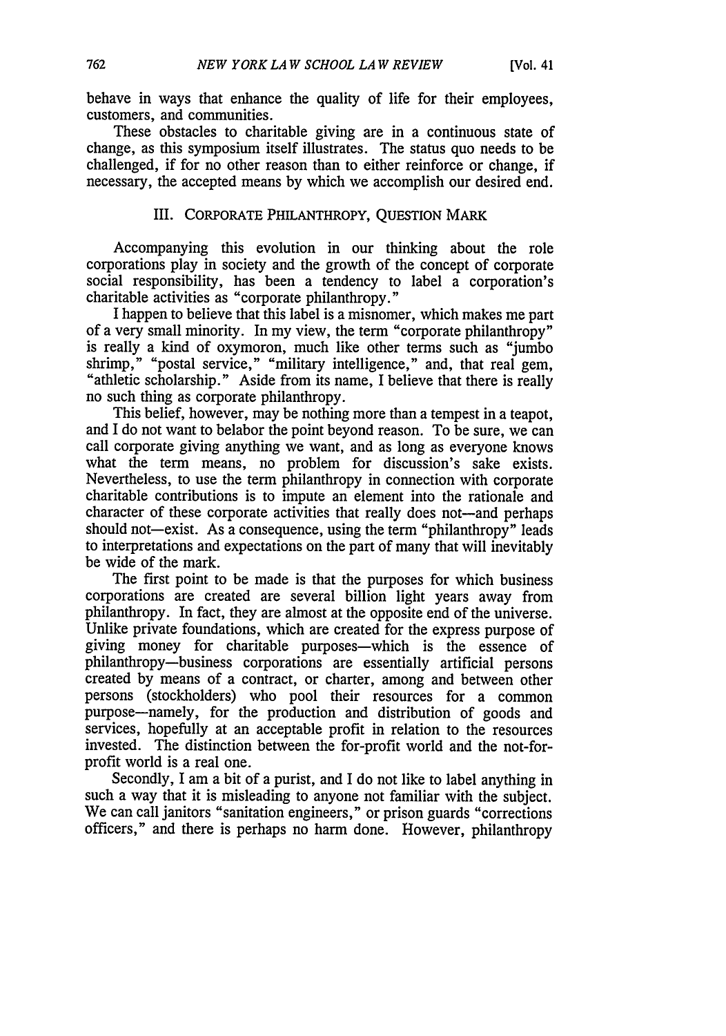behave in ways that enhance the quality of life for their employees, customers, and communities.

These obstacles to charitable giving are in a continuous state of change, as this symposium itself illustrates. The status quo needs to be challenged, if for no other reason than to either reinforce or change, if necessary, the accepted means by which we accomplish our desired end.

### III. CORPORATE PHILANTHROPY, QUESTION MARK

Accompanying this evolution in our thinking about the role corporations play in society and the growth of the concept of corporate social responsibility, has been a tendency to label a corporation's charitable activities as "corporate philanthropy."

I happen to believe that this label is a misnomer, which makes me part of a very small minority. In my view, the term "corporate philanthropy" is really a kind of oxymoron, much like other terms such as "jumbo shrimp," "postal service," "military intelligence," and, that real gem, "athletic scholarship." Aside from its name, I believe that there is really no such thing as corporate philanthropy.

This belief, however, may be nothing more than a tempest in a teapot, and I do not want to belabor the point beyond reason. To be sure, we can call corporate giving anything we want, and as long as everyone knows what the term means, no problem for discussion's sake exists. Nevertheless, to use the term philanthropy in connection with corporate charitable contributions is to impute an element into the rationale and character of these corporate activities that really does not—and perhaps should not—exist. As a consequence, using the term "philanthropy" leads to interpretations and expectations on the part of many that will inevitably be wide of the mark.

The first point to be made is that the purposes for which business corporations are created are several billion light years away from philanthropy. In fact, they are almost at the opposite end of the universe. Unlike private foundations, which are created for the express purpose of giving money for charitable purposes—which is the essence of philanthropy—business corporations are essentially artificial persons created by means of a contract, or charter, among and between other persons (stockholders) who pool their resources for a common purpose—namely, for the production and distribution of goods and services, hopefully at an acceptable profit in relation to the resources invested. The distinction between the for-profit world and the not-for-profit world is a real one.

Secondly, I am a bit of a purist, and I do not like to label anything in such a way that it is misleading to anyone not familiar with the subject. We can call janitors "sanitation engineers," or prison guards "corrections officers," and there is perhaps no harm done. However, philanthropy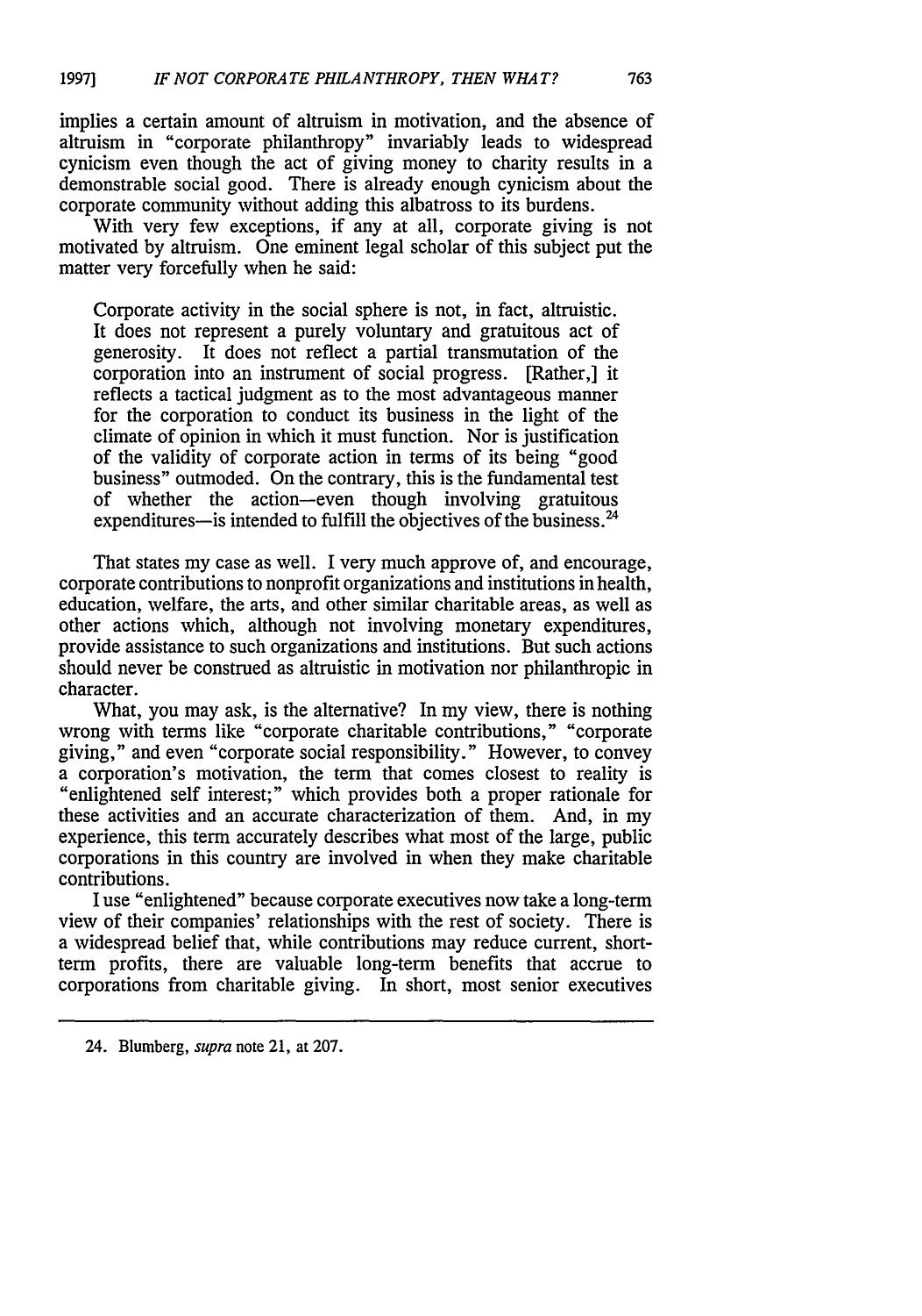implies a certain amount of altruism in motivation, and the absence of altruism in "corporate philanthropy" invariably leads to widespread cynicism even though the act of giving money to charity results in a demonstrable social good. There is already enough cynicism about the corporate community without adding this albatross to its burdens.

With very few exceptions, if any at all, corporate giving is not motivated by altruism. One eminent legal scholar of this subject put the matter very forcefully when he said:

> Corporate activity in the social sphere is not, in fact, altruistic. It does not represent a purely voluntary and gratuitous act of generosity. It does not reflect a partial transmutation of the corporation into an instrument of social progress. [Rather,] it reflects a tactical judgment as to the most advantageous manner for the corporation to conduct its business in the light of the climate of opinion in which it must function. Nor is justification of the validity of corporate action in terms of its being "good business" outmoded. On the contrary, this is the fundamental test of whether the action—even though involving gratuitous expenditures—is intended to fulfill the objectives of the business.[24]

That states my case as well. I very much approve of, and encourage, corporate contributions to nonprofit organizations and institutions in health, education, welfare, the arts, and other similar charitable areas, as well as other actions which, although not involving monetary expenditures, provide assistance to such organizations and institutions. But such actions should never be construed as altruistic in motivation nor philanthropic in character.

What, you may ask, is the alternative? In my view, there is nothing wrong with terms like "corporate charitable contributions," "corporate giving," and even "corporate social responsibility." However, to convey a corporation's motivation, the term that comes closest to reality is "enlightened self interest;" which provides both a proper rationale for these activities and an accurate characterization of them. And, in my experience, this term accurately describes what most of the large, public corporations in this country are involved in when they make charitable contributions.

I use "enlightened" because corporate executives now take a long-term view of their companies' relationships with the rest of society. There is a widespread belief that, while contributions may reduce current, short-term profits, there are valuable long-term benefits that accrue to corporations from charitable giving. In short, most senior executives

---

24. Blumberg, *supra* note 21, at 207.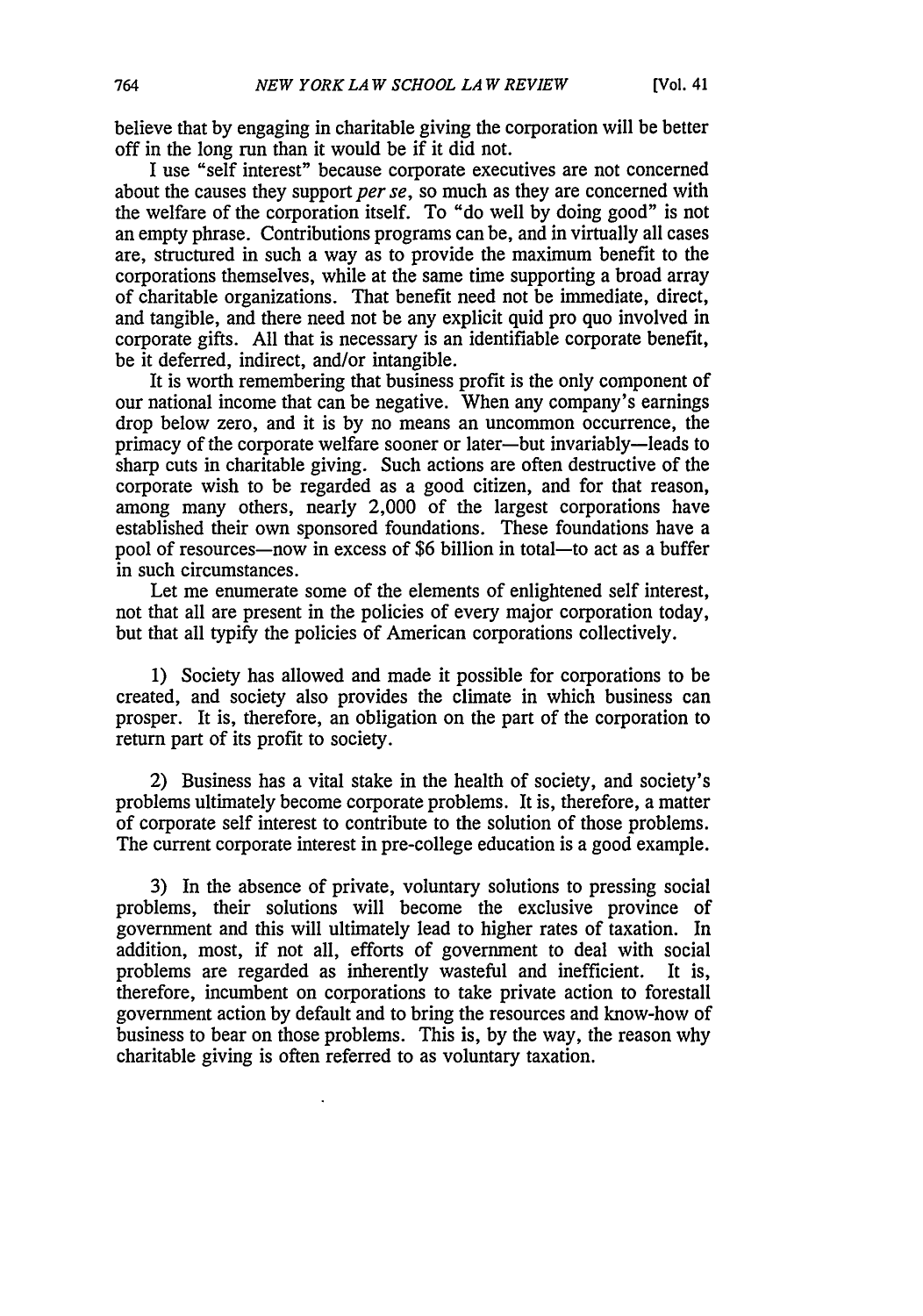believe that by engaging in charitable giving the corporation will be better off in the long run than it would be if it did not.

I use "self interest" because corporate executives are not concerned about the causes they support *per se*, so much as they are concerned with the welfare of the corporation itself. To "do well by doing good" is not an empty phrase. Contributions programs can be, and in virtually all cases are, structured in such a way as to provide the maximum benefit to the corporations themselves, while at the same time supporting a broad array of charitable organizations. That benefit need not be immediate, direct, and tangible, and there need not be any explicit quid pro quo involved in corporate gifts. All that is necessary is an identifiable corporate benefit, be it deferred, indirect, and/or intangible.

It is worth remembering that business profit is the only component of our national income that can be negative. When any company's earnings drop below zero, and it is by no means an uncommon occurrence, the primacy of the corporate welfare sooner or later—but invariably—leads to sharp cuts in charitable giving. Such actions are often destructive of the corporate wish to be regarded as a good citizen, and for that reason, among many others, nearly 2,000 of the largest corporations have established their own sponsored foundations. These foundations have a pool of resources—now in excess of $6 billion in total—to act as a buffer in such circumstances.

Let me enumerate some of the elements of enlightened self interest, not that all are present in the policies of every major corporation today, but that all typify the policies of American corporations collectively.

1) Society has allowed and made it possible for corporations to be created, and society also provides the climate in which business can prosper. It is, therefore, an obligation on the part of the corporation to return part of its profit to society.

2) Business has a vital stake in the health of society, and society's problems ultimately become corporate problems. It is, therefore, a matter of corporate self interest to contribute to the solution of those problems. The current corporate interest in pre-college education is a good example.

3) In the absence of private, voluntary solutions to pressing social problems, their solutions will become the exclusive province of government and this will ultimately lead to higher rates of taxation. In addition, most, if not all, efforts of government to deal with social problems are regarded as inherently wasteful and inefficient. It is, therefore, incumbent on corporations to take private action to forestall government action by default and to bring the resources and know-how of business to bear on those problems. This is, by the way, the reason why charitable giving is often referred to as voluntary taxation.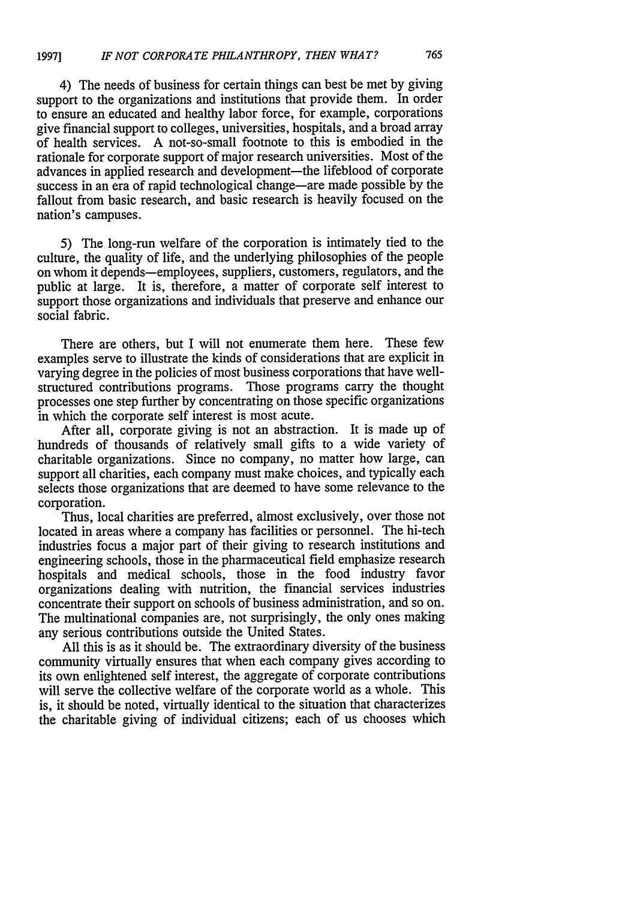4) The needs of business for certain things can best be met by giving support to the organizations and institutions that provide them. In order to ensure an educated and healthy labor force, for example, corporations give financial support to colleges, universities, hospitals, and a broad array of health services. A not-so-small footnote to this is embodied in the rationale for corporate support of major research universities. Most of the advances in applied research and development—the lifeblood of corporate success in an era of rapid technological change—are made possible by the fallout from basic research, and basic research is heavily focused on the nation's campuses.

5) The long-run welfare of the corporation is intimately tied to the culture, the quality of life, and the underlying philosophies of the people on whom it depends—employees, suppliers, customers, regulators, and the public at large. It is, therefore, a matter of corporate self interest to support those organizations and individuals that preserve and enhance our social fabric.

There are others, but I will not enumerate them here. These few examples serve to illustrate the kinds of considerations that are explicit in varying degree in the policies of most business corporations that have well-structured contributions programs. Those programs carry the thought processes one step further by concentrating on those specific organizations in which the corporate self interest is most acute.

After all, corporate giving is not an abstraction. It is made up of hundreds of thousands of relatively small gifts to a wide variety of charitable organizations. Since no company, no matter how large, can support all charities, each company must make choices, and typically each selects those organizations that are deemed to have some relevance to the corporation.

Thus, local charities are preferred, almost exclusively, over those not located in areas where a company has facilities or personnel. The hi-tech industries focus a major part of their giving to research institutions and engineering schools, those in the pharmaceutical field emphasize research hospitals and medical schools, those in the food industry favor organizations dealing with nutrition, the financial services industries concentrate their support on schools of business administration, and so on. The multinational companies are, not surprisingly, the only ones making any serious contributions outside the United States.

All this is as it should be. The extraordinary diversity of the business community virtually ensures that when each company gives according to its own enlightened self interest, the aggregate of corporate contributions will serve the collective welfare of the corporate world as a whole. This is, it should be noted, virtually identical to the situation that characterizes the charitable giving of individual citizens; each of us chooses which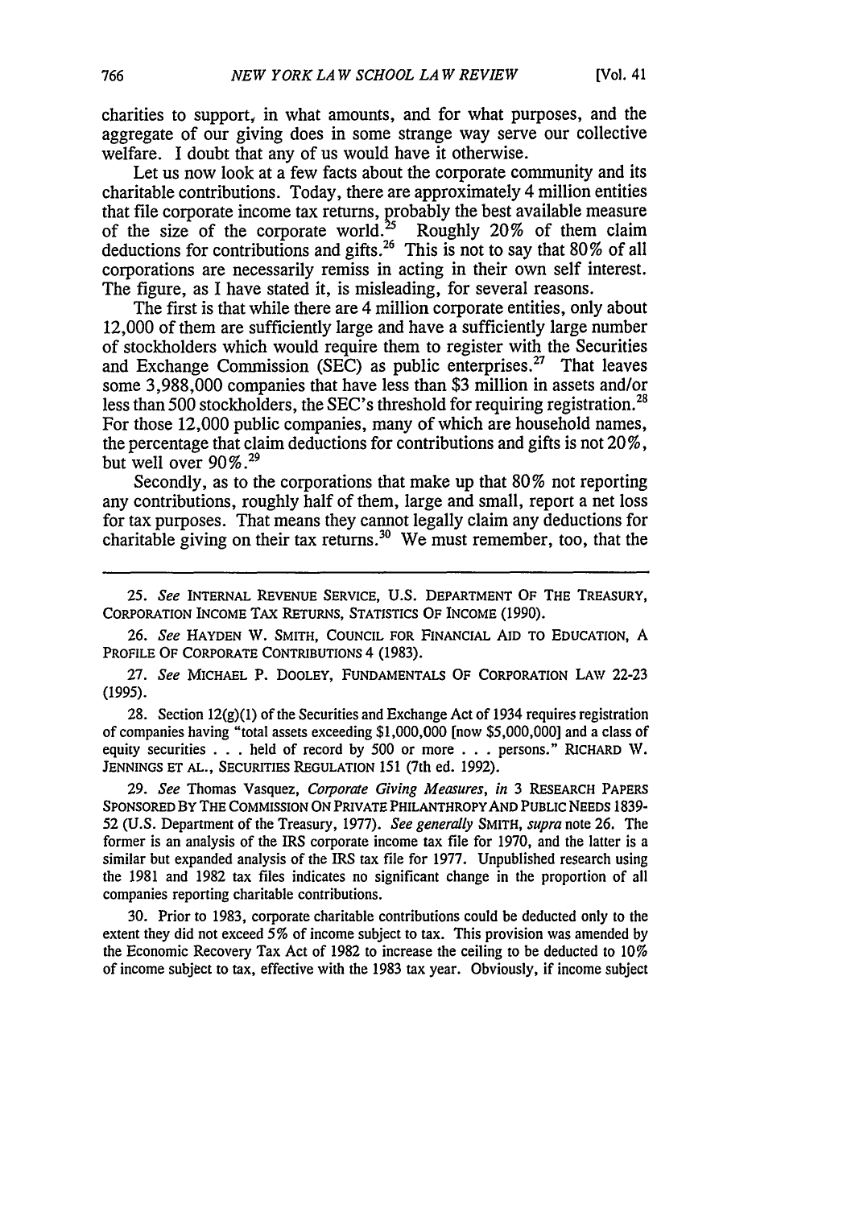charities to support, in what amounts, and for what purposes, and the aggregate of our giving does in some strange way serve our collective welfare. I doubt that any of us would have it otherwise.

Let us now look at a few facts about the corporate community and its charitable contributions. Today, there are approximately 4 million entities that file corporate income tax returns, probably the best available measure of the size of the corporate world.[25] Roughly 20% of them claim deductions for contributions and gifts.[26] This is not to say that 80% of all corporations are necessarily remiss in acting in their own self interest. The figure, as I have stated it, is misleading, for several reasons.

The first is that while there are 4 million corporate entities, only about 12,000 of them are sufficiently large and have a sufficiently large number of stockholders which would require them to register with the Securities and Exchange Commission (SEC) as public enterprises.[27] That leaves some 3,988,000 companies that have less than $3 million in assets and/or less than 500 stockholders, the SEC's threshold for requiring registration.[28] For those 12,000 public companies, many of which are household names, the percentage that claim deductions for contributions and gifts is not 20%, but well over 90%.[29]

Secondly, as to the corporations that make up that 80% not reporting any contributions, roughly half of them, large and small, report a net loss for tax purposes. That means they cannot legally claim any deductions for charitable giving on their tax returns.[30] We must remember, too, that the

---

25. *See* INTERNAL REVENUE SERVICE, U.S. DEPARTMENT OF THE TREASURY, CORPORATION INCOME TAX RETURNS, STATISTICS OF INCOME (1990).

26. *See* HAYDEN W. SMITH, COUNCIL FOR FINANCIAL AID TO EDUCATION, A PROFILE OF CORPORATE CONTRIBUTIONS 4 (1983).

27. *See* MICHAEL P. DOOLEY, FUNDAMENTALS OF CORPORATION LAW 22-23 (1995).

28. Section 12(g)(1) of the Securities and Exchange Act of 1934 requires registration of companies having "total assets exceeding $1,000,000 [now $5,000,000] and a class of equity securities . . . held of record by 500 or more . . . persons." RICHARD W. JENNINGS ET AL., SECURITIES REGULATION 151 (7th ed. 1992).

29. *See* Thomas Vasquez, *Corporate Giving Measures*, *in* 3 RESEARCH PAPERS SPONSORED BY THE COMMISSION ON PRIVATE PHILANTHROPY AND PUBLIC NEEDS 1839-52 (U.S. Department of the Treasury, 1977). *See generally* SMITH, *supra* note 26. The former is an analysis of the IRS corporate income tax file for 1970, and the latter is a similar but expanded analysis of the IRS tax file for 1977. Unpublished research using the 1981 and 1982 tax files indicates no significant change in the proportion of all companies reporting charitable contributions.

30. Prior to 1983, corporate charitable contributions could be deducted only to the extent they did not exceed 5% of income subject to tax. This provision was amended by the Economic Recovery Tax Act of 1982 to increase the ceiling to be deducted to 10% of income subject to tax, effective with the 1983 tax year. Obviously, if income subject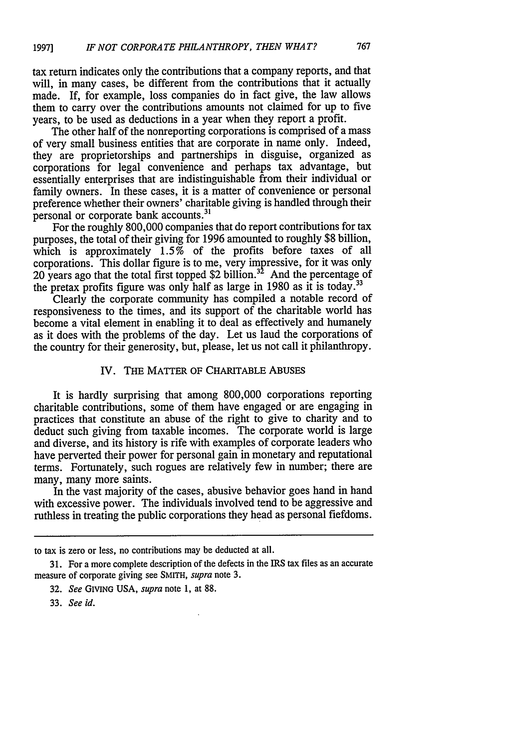tax return indicates only the contributions that a company reports, and that will, in many cases, be different from the contributions that it actually made. If, for example, loss companies do in fact give, the law allows them to carry over the contributions amounts not claimed for up to five years, to be used as deductions in a year when they report a profit.

The other half of the nonreporting corporations is comprised of a mass of very small business entities that are corporate in name only. Indeed, they are proprietorships and partnerships in disguise, organized as corporations for legal convenience and perhaps tax advantage, but essentially enterprises that are indistinguishable from their individual or family owners. In these cases, it is a matter of convenience or personal preference whether their owners' charitable giving is handled through their personal or corporate bank accounts.[31]

For the roughly 800,000 companies that do report contributions for tax purposes, the total of their giving for 1996 amounted to roughly $8 billion, which is approximately 1.5% of the profits before taxes of all corporations. This dollar figure is to me, very impressive, for it was only 20 years ago that the total first topped $2 billion.[32] And the percentage of the pretax profits figure was only half as large in 1980 as it is today.[33]

Clearly the corporate community has compiled a notable record of responsiveness to the times, and its support of the charitable world has become a vital element in enabling it to deal as effectively and humanely as it does with the problems of the day. Let us laud the corporations of the country for their generosity, but, please, let us not call it philanthropy.

## IV. THE MATTER OF CHARITABLE ABUSES

It is hardly surprising that among 800,000 corporations reporting charitable contributions, some of them have engaged or are engaging in practices that constitute an abuse of the right to give to charity and to deduct such giving from taxable incomes. The corporate world is large and diverse, and its history is rife with examples of corporate leaders who have perverted their power for personal gain in monetary and reputational terms. Fortunately, such rogues are relatively few in number; there are many, many more saints.

In the vast majority of the cases, abusive behavior goes hand in hand with excessive power. The individuals involved tend to be aggressive and ruthless in treating the public corporations they head as personal fiefdoms.

---

to tax is zero or less, no contributions may be deducted at all.

31. For a more complete description of the defects in the IRS tax files as an accurate measure of corporate giving see SMITH, *supra* note 3.

32. *See* GIVING USA, *supra* note 1, at 88.

33. *See id.*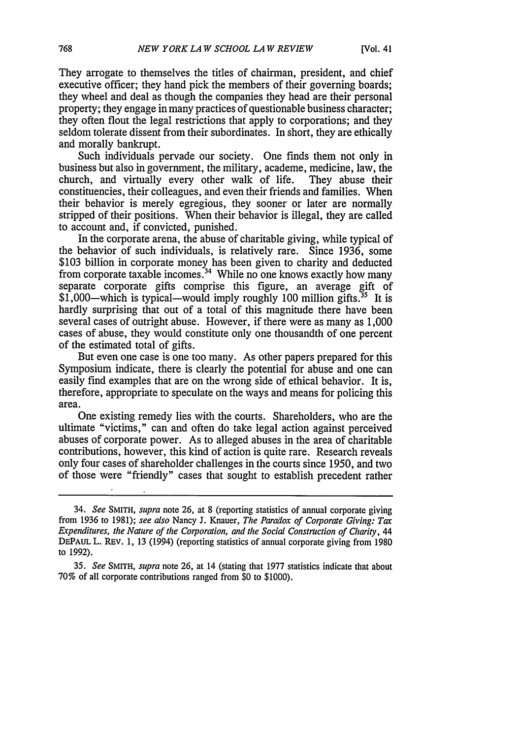They arrogate to themselves the titles of chairman, president, and chief executive officer; they hand pick the members of their governing boards; they wheel and deal as though the companies they head are their personal property; they engage in many practices of questionable business character; they often flout the legal restrictions that apply to corporations; and they seldom tolerate dissent from their subordinates. In short, they are ethically and morally bankrupt.

Such individuals pervade our society. One finds them not only in business but also in government, the military, academe, medicine, law, the church, and virtually every other walk of life. They abuse their constituencies, their colleagues, and even their friends and families. When their behavior is merely egregious, they sooner or later are normally stripped of their positions. When their behavior is illegal, they are called to account and, if convicted, punished.

In the corporate arena, the abuse of charitable giving, while typical of the behavior of such individuals, is relatively rare. Since 1936, some $103 billion in corporate money has been given to charity and deducted from corporate taxable incomes.[34] While no one knows exactly how many separate corporate gifts comprise this figure, an average gift of $1,000—which is typical—would imply roughly 100 million gifts.[35] It is hardly surprising that out of a total of this magnitude there have been several cases of outright abuse. However, if there were as many as 1,000 cases of abuse, they would constitute only one thousandth of one percent of the estimated total of gifts.

But even one case is one too many. As other papers prepared for this Symposium indicate, there is clearly the potential for abuse and one can easily find examples that are on the wrong side of ethical behavior. It is, therefore, appropriate to speculate on the ways and means for policing this area.

One existing remedy lies with the courts. Shareholders, who are the ultimate "victims," can and often do take legal action against perceived abuses of corporate power. As to alleged abuses in the area of charitable contributions, however, this kind of action is quite rare. Research reveals only four cases of shareholder challenges in the courts since 1950, and two of those were "friendly" cases that sought to establish precedent rather

---

34. *See* SMITH, *supra* note 26, at 8 (reporting statistics of annual corporate giving from 1936 to 1981); *see also* Nancy J. Knauer, *The Paradox of Corporate Giving: Tax Expenditures, the Nature of the Corporation, and the Social Construction of Charity*, 44 DEPAUL L. REV. 1, 13 (1994) (reporting statistics of annual corporate giving from 1980 to 1992).

35. *See* SMITH, *supra* note 26, at 14 (stating that 1977 statistics indicate that about 70% of all corporate contributions ranged from $0 to $1000).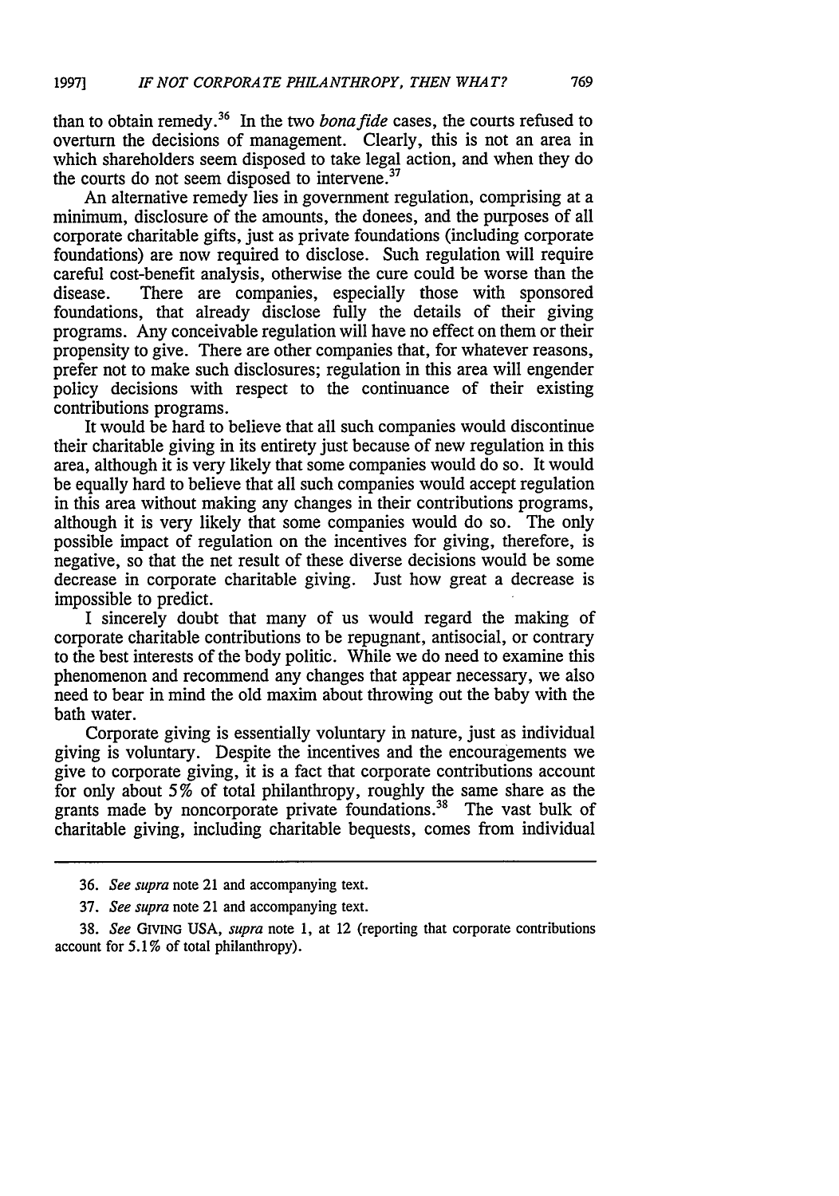than to obtain remedy.[36] In the two *bona fide* cases, the courts refused to overturn the decisions of management. Clearly, this is not an area in which shareholders seem disposed to take legal action, and when they do the courts do not seem disposed to intervene.[37]

An alternative remedy lies in government regulation, comprising at a minimum, disclosure of the amounts, the donees, and the purposes of all corporate charitable gifts, just as private foundations (including corporate foundations) are now required to disclose. Such regulation will require careful cost-benefit analysis, otherwise the cure could be worse than the disease. There are companies, especially those with sponsored foundations, that already disclose fully the details of their giving programs. Any conceivable regulation will have no effect on them or their propensity to give. There are other companies that, for whatever reasons, prefer not to make such disclosures; regulation in this area will engender policy decisions with respect to the continuance of their existing contributions programs.

It would be hard to believe that all such companies would discontinue their charitable giving in its entirety just because of new regulation in this area, although it is very likely that some companies would do so. It would be equally hard to believe that all such companies would accept regulation in this area without making any changes in their contributions programs, although it is very likely that some companies would do so. The only possible impact of regulation on the incentives for giving, therefore, is negative, so that the net result of these diverse decisions would be some decrease in corporate charitable giving. Just how great a decrease is impossible to predict.

I sincerely doubt that many of us would regard the making of corporate charitable contributions to be repugnant, antisocial, or contrary to the best interests of the body politic. While we do need to examine this phenomenon and recommend any changes that appear necessary, we also need to bear in mind the old maxim about throwing out the baby with the bath water.

Corporate giving is essentially voluntary in nature, just as individual giving is voluntary. Despite the incentives and the encouragements we give to corporate giving, it is a fact that corporate contributions account for only about 5% of total philanthropy, roughly the same share as the grants made by noncorporate private foundations.[38] The vast bulk of charitable giving, including charitable bequests, comes from individual

---

36. *See supra* note 21 and accompanying text.

37. *See supra* note 21 and accompanying text.

38. *See* GIVING USA, *supra* note 1, at 12 (reporting that corporate contributions account for 5.1% of total philanthropy).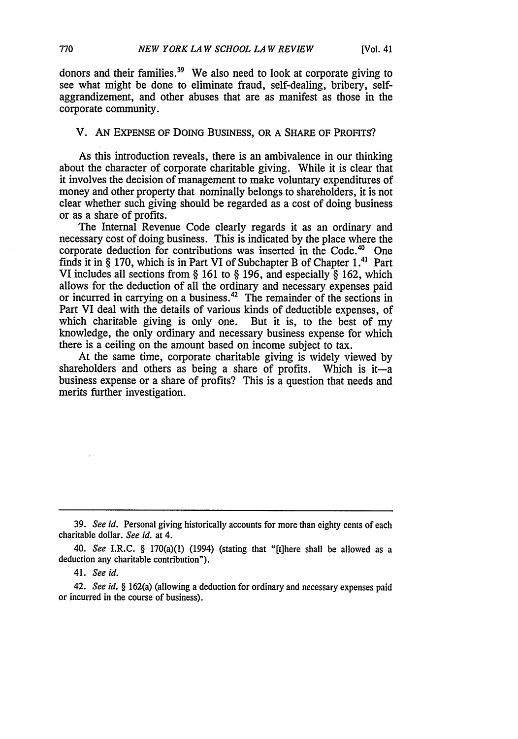donors and their families.[39] We also need to look at corporate giving to see what might be done to eliminate fraud, self-dealing, bribery, self-aggrandizement, and other abuses that are as manifest as those in the corporate community.

## V. AN EXPENSE OF DOING BUSINESS, OR A SHARE OF PROFITS?

As this introduction reveals, there is an ambivalence in our thinking about the character of corporate charitable giving. While it is clear that it involves the decision of management to make voluntary expenditures of money and other property that nominally belongs to shareholders, it is not clear whether such giving should be regarded as a cost of doing business or as a share of profits.

The Internal Revenue Code clearly regards it as an ordinary and necessary cost of doing business. This is indicated by the place where the corporate deduction for contributions was inserted in the Code.[40] One finds it in § 170, which is in Part VI of Subchapter B of Chapter 1.[41] Part VI includes all sections from § 161 to § 196, and especially § 162, which allows for the deduction of all the ordinary and necessary expenses paid or incurred in carrying on a business.[42] The remainder of the sections in Part VI deal with the details of various kinds of deductible expenses, of which charitable giving is only one. But it is, to the best of my knowledge, the only ordinary and necessary business expense for which there is a ceiling on the amount based on income subject to tax.

At the same time, corporate charitable giving is widely viewed by shareholders and others as being a share of profits. Which is it—a business expense or a share of profits? This is a question that needs and merits further investigation.

---

39. *See id.* Personal giving historically accounts for more than eighty cents of each charitable dollar. *See id.* at 4.

40. *See* I.R.C. § 170(a)(1) (1994) (stating that "[t]here shall be allowed as a deduction any charitable contribution").

41. *See id.*

42. *See id.* § 162(a) (allowing a deduction for ordinary and necessary expenses paid or incurred in the course of business).